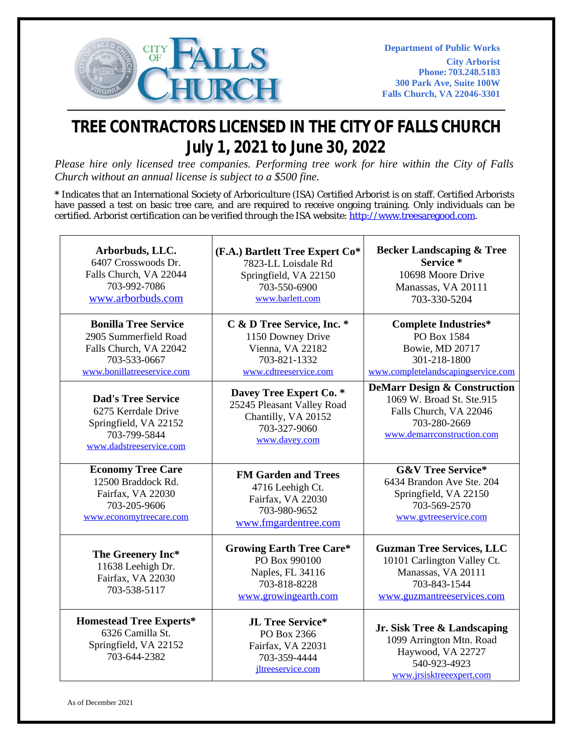Department of Public Works
City Arborist
Phone: 703.248.5183
300 Park Ave, Suite 100W
Falls Church, VA 22046-3301

# TREE CONTRACTORS LICENSED IN THE CITY OF FALLS CHURCH
## July 1, 2021 to June 30, 2022

*Please hire only licensed tree companies. Performing tree work for hire within the City of Falls Church without an annual license is subject to a $500 fine.*

* Indicates that an International Society of Arboriculture (ISA) Certified Arborist is on staff. Certified Arborists have passed a test on basic tree care, and are required to receive ongoing training. Only individuals can be certified. Arborist certification can be verified through the ISA website: http://www.treesaregood.com.

| | | |
|---|---|---|
| **Arborbuds, LLC.**<br>6407 Crosswoods Dr.<br>Falls Church, VA 22044<br>703-992-7086<br>www.arborbuds.com | **(F.A.) Bartlett Tree Expert Co***<br>7823-LL Loisdale Rd<br>Springfield, VA 22150<br>703-550-6900<br>www.barlett.com | **Becker Landscaping & Tree Service ***<br>10698 Moore Drive<br>Manassas, VA 20111<br>703-330-5204 |
| **Bonilla Tree Service**<br>2905 Summerfield Road<br>Falls Church, VA 22042<br>703-533-0667<br>www.bonillatreeservice.com | **C & D Tree Service, Inc. ***<br>1150 Downey Drive<br>Vienna, VA 22182<br>703-821-1332<br>www.cdtreeservice.com | **Complete Industries***<br>PO Box 1584<br>Bowie, MD 20717<br>301-218-1800<br>www.completelandscapingservice.com |
| **Dad's Tree Service**<br>6275 Kerrdale Drive<br>Springfield, VA 22152<br>703-799-5844<br>www.dadstreeservice.com | **Davey Tree Expert Co. ***<br>25245 Pleasant Valley Road<br>Chantilly, VA 20152<br>703-327-9060<br>www.davey.com | **DeMarr Design & Construction**<br>1069 W. Broad St. Ste.915<br>Falls Church, VA 22046<br>703-280-2669<br>www.demarrconstruction.com |
| **Economy Tree Care**<br>12500 Braddock Rd.<br>Fairfax, VA 22030<br>703-205-9606<br>www.economytreecare.com | **FM Garden and Trees**<br>4716 Leehigh Ct.<br>Fairfax, VA 22030<br>703-980-9652<br>www.fmgardentree.com | **G&V Tree Service***<br>6434 Brandon Ave Ste. 204<br>Springfield, VA 22150<br>703-569-2570<br>www.gvtreeservice.com |
| **The Greenery Inc***<br>11638 Leehigh Dr.<br>Fairfax, VA 22030<br>703-538-5117 | **Growing Earth Tree Care***<br>PO Box 990100<br>Naples, FL 34116<br>703-818-8228<br>www.growingearth.com | **Guzman Tree Services, LLC**<br>10101 Carlington Valley Ct.<br>Manassas, VA 20111<br>703-843-1544<br>www.guzmantreeservices.com |
| **Homestead Tree Experts***<br>6326 Camilla St.<br>Springfield, VA 22152<br>703-644-2382 | **JL Tree Service***<br>PO Box 2366<br>Fairfax, VA 22031<br>703-359-4444<br>jltreeservice.com | **Jr. Sisk Tree & Landscaping**<br>1099 Arrington Mtn. Road<br>Haywood, VA 22727<br>540-923-4923<br>www.jrsisktreeexpert.com |

As of December 2021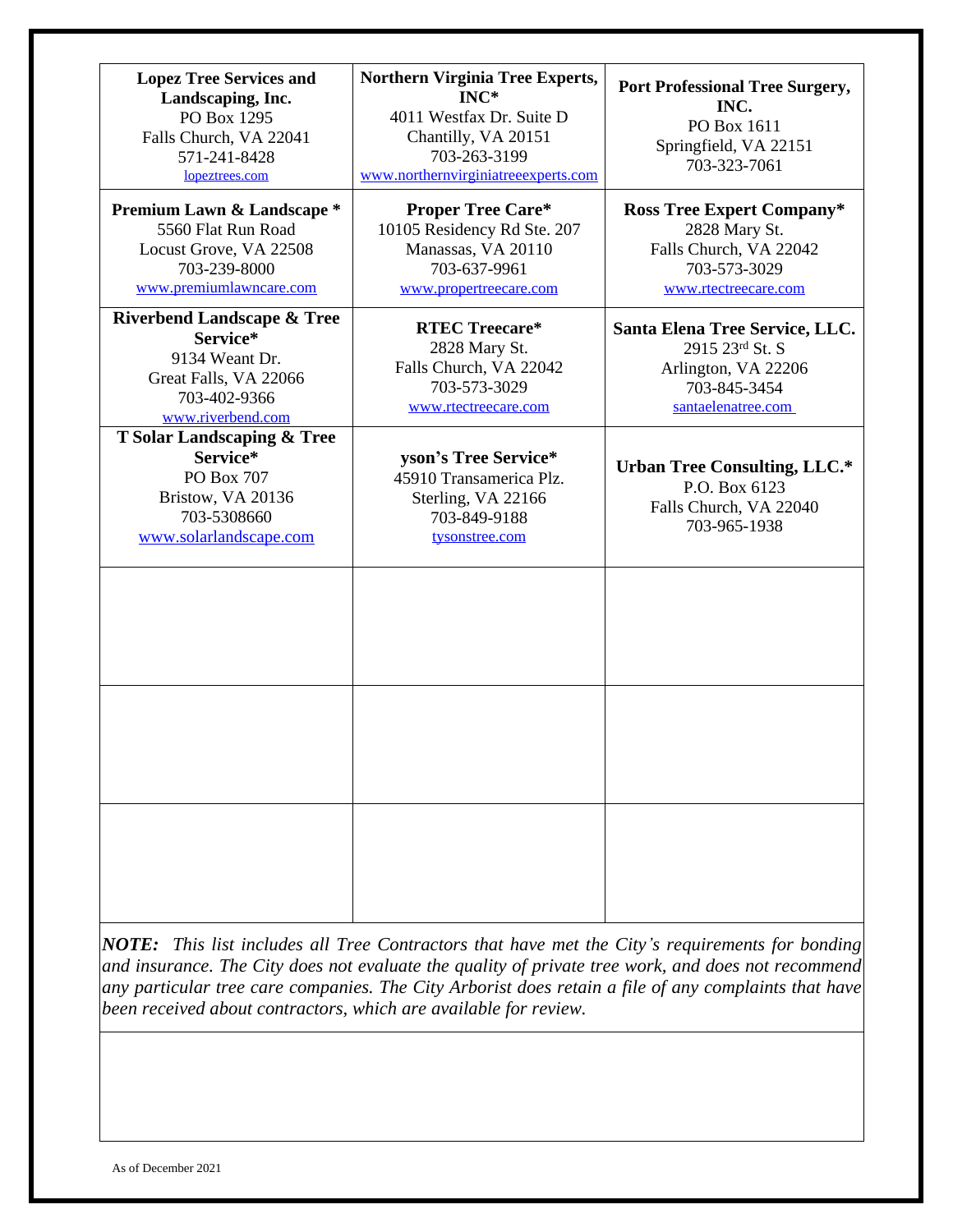| | | |
|---|---|---|
| **Lopez Tree Services and Landscaping, Inc.**<br>PO Box 1295<br>Falls Church, VA 22041<br>571-241-8428<br>lopeztrees.com | **Northern Virginia Tree Experts, INC***<br>4011 Westfax Dr. Suite D<br>Chantilly, VA 20151<br>703-263-3199<br>www.northernvirginiatreeexperts.com | **Port Professional Tree Surgery, INC.**<br>PO Box 1611<br>Springfield, VA 22151<br>703-323-7061 |
| **Premium Lawn & Landscape ***<br>5560 Flat Run Road<br>Locust Grove, VA 22508<br>703-239-8000<br>www.premiumlawncare.com | **Proper Tree Care***<br>10105 Residency Rd Ste. 207<br>Manassas, VA 20110<br>703-637-9961<br>www.propertreecare.com | **Ross Tree Expert Company***<br>2828 Mary St.<br>Falls Church, VA 22042<br>703-573-3029<br>www.rtectreecare.com |
| **Riverbend Landscape & Tree Service***<br>9134 Weant Dr.<br>Great Falls, VA 22066<br>703-402-9366<br>www.riverbend.com | **RTEC Treecare***<br>2828 Mary St.<br>Falls Church, VA 22042<br>703-573-3029<br>www.rtectreecare.com | **Santa Elena Tree Service, LLC.**<br>2915 23rd St. S<br>Arlington, VA 22206<br>703-845-3454<br>santaelenatree.com |
| **T Solar Landscaping & Tree Service***<br>PO Box 707<br>Bristow, VA 20136<br>703-5308660<br>www.solarlandscape.com | **yson's Tree Service***<br>45910 Transamerica Plz.<br>Sterling, VA 22166<br>703-849-9188<br>tysonstree.com | **Urban Tree Consulting, LLC.***<br>P.O. Box 6123<br>Falls Church, VA 22040<br>703-965-1938 |
| | | |
| | | |
| | | |

***NOTE:*** *This list includes all Tree Contractors that have met the City's requirements for bonding and insurance. The City does not evaluate the quality of private tree work, and does not recommend any particular tree care companies. The City Arborist does retain a file of any complaints that have been received about contractors, which are available for review.*

As of December 2021